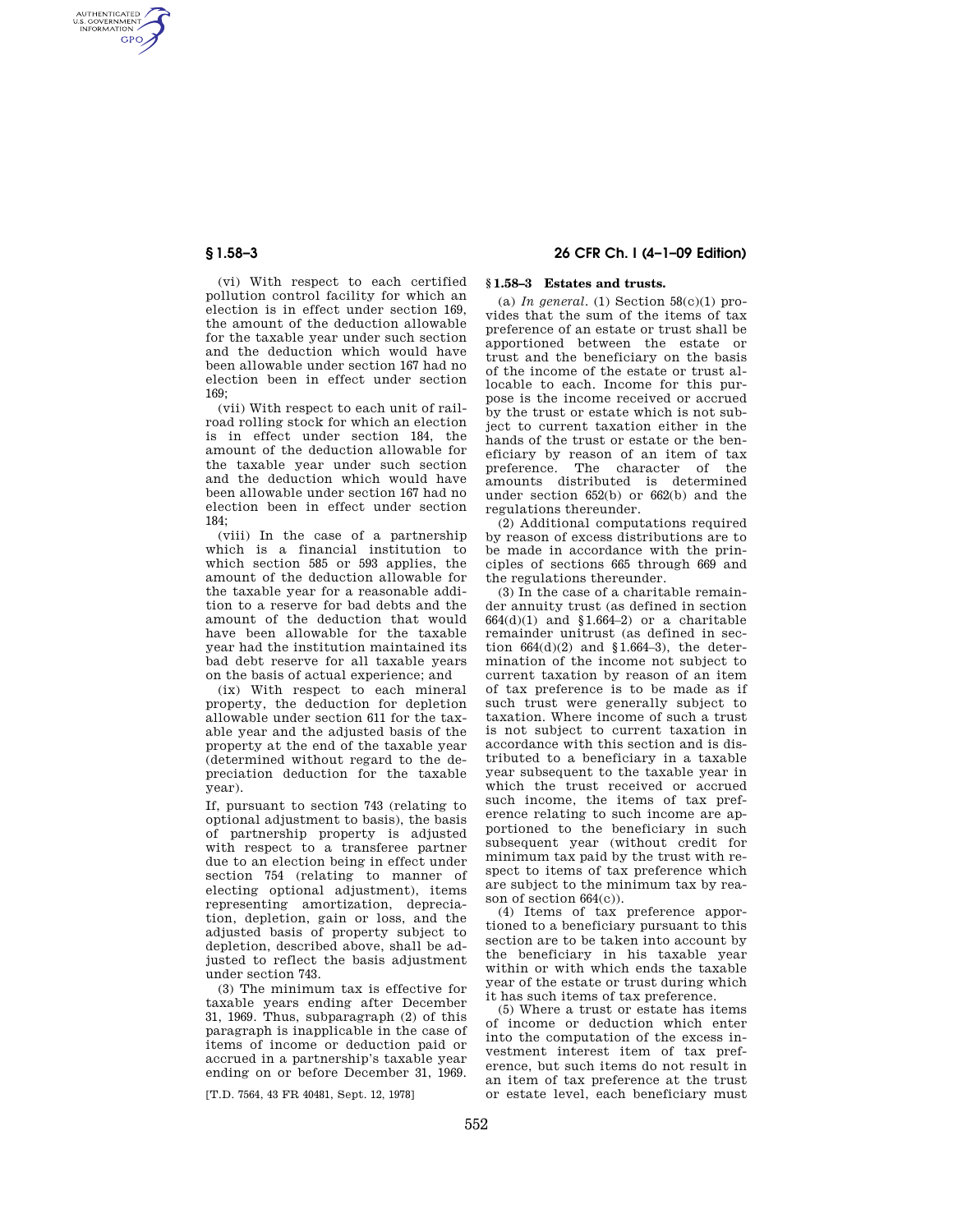(vi) With respect to each certified pollution control facility for which an election is in effect under section 169, the amount of the deduction allowable for the taxable year under such section and the deduction which would have been allowable under section 167 had no election been in effect under section 169;

(vii) With respect to each unit of railroad rolling stock for which an election is in effect under section 184, the amount of the deduction allowable for the taxable year under such section and the deduction which would have been allowable under section 167 had no election been in effect under section 184;

(viii) In the case of a partnership which is a financial institution to which section 585 or 593 applies, the amount of the deduction allowable for the taxable year for a reasonable addition to a reserve for bad debts and the amount of the deduction that would have been allowable for the taxable year had the institution maintained its bad debt reserve for all taxable years on the basis of actual experience; and

(ix) With respect to each mineral property, the deduction for depletion allowable under section 611 for the taxable year and the adjusted basis of the property at the end of the taxable year (determined without regard to the depreciation deduction for the taxable year).

If, pursuant to section 743 (relating to optional adjustment to basis), the basis of partnership property is adjusted with respect to a transferee partner due to an election being in effect under section 754 (relating to manner of electing optional adjustment), items representing amortization, depreciation, depletion, gain or loss, and the adjusted basis of property subject to depletion, described above, shall be adjusted to reflect the basis adjustment under section 743.

(3) The minimum tax is effective for taxable years ending after December 31, 1969. Thus, subparagraph (2) of this paragraph is inapplicable in the case of items of income or deduction paid or accrued in a partnership's taxable year ending on or before December 31, 1969.

[T.D. 7564, 43 FR 40481, Sept. 12, 1978]

## § 1.58–3 Estates and trusts.

(a) *In general.* (1) Section 58(c)(1) provides that the sum of the items of tax preference of an estate or trust shall be apportioned between the estate or trust and the beneficiary on the basis of the income of the estate or trust allocable to each. Income for this purpose is the income received or accrued by the trust or estate which is not subject to current taxation either in the hands of the trust or estate or the beneficiary by reason of an item of tax preference. The character of the amounts distributed is determined under section 652(b) or 662(b) and the regulations thereunder.

(2) Additional computations required by reason of excess distributions are to be made in accordance with the principles of sections 665 through 669 and the regulations thereunder.

(3) In the case of a charitable remainder annuity trust (as defined in section 664(d)(1) and §1.664–2) or a charitable remainder unitrust (as defined in section 664(d)(2) and §1.664–3), the determination of the income not subject to current taxation by reason of an item of tax preference is to be made as if such trust were generally subject to taxation. Where income of such a trust is not subject to current taxation in accordance with this section and is distributed to a beneficiary in a taxable year subsequent to the taxable year in which the trust received or accrued such income, the items of tax preference relating to such income are apportioned to the beneficiary in such subsequent year (without credit for minimum tax paid by the trust with respect to items of tax preference which are subject to the minimum tax by reason of section 664(c)).

(4) Items of tax preference apportioned to a beneficiary pursuant to this section are to be taken into account by the beneficiary in his taxable year within or with which ends the taxable year of the estate or trust during which it has such items of tax preference.

(5) Where a trust or estate has items of income or deduction which enter into the computation of the excess investment interest item of tax preference, but such items do not result in an item of tax preference at the trust or estate level, each beneficiary must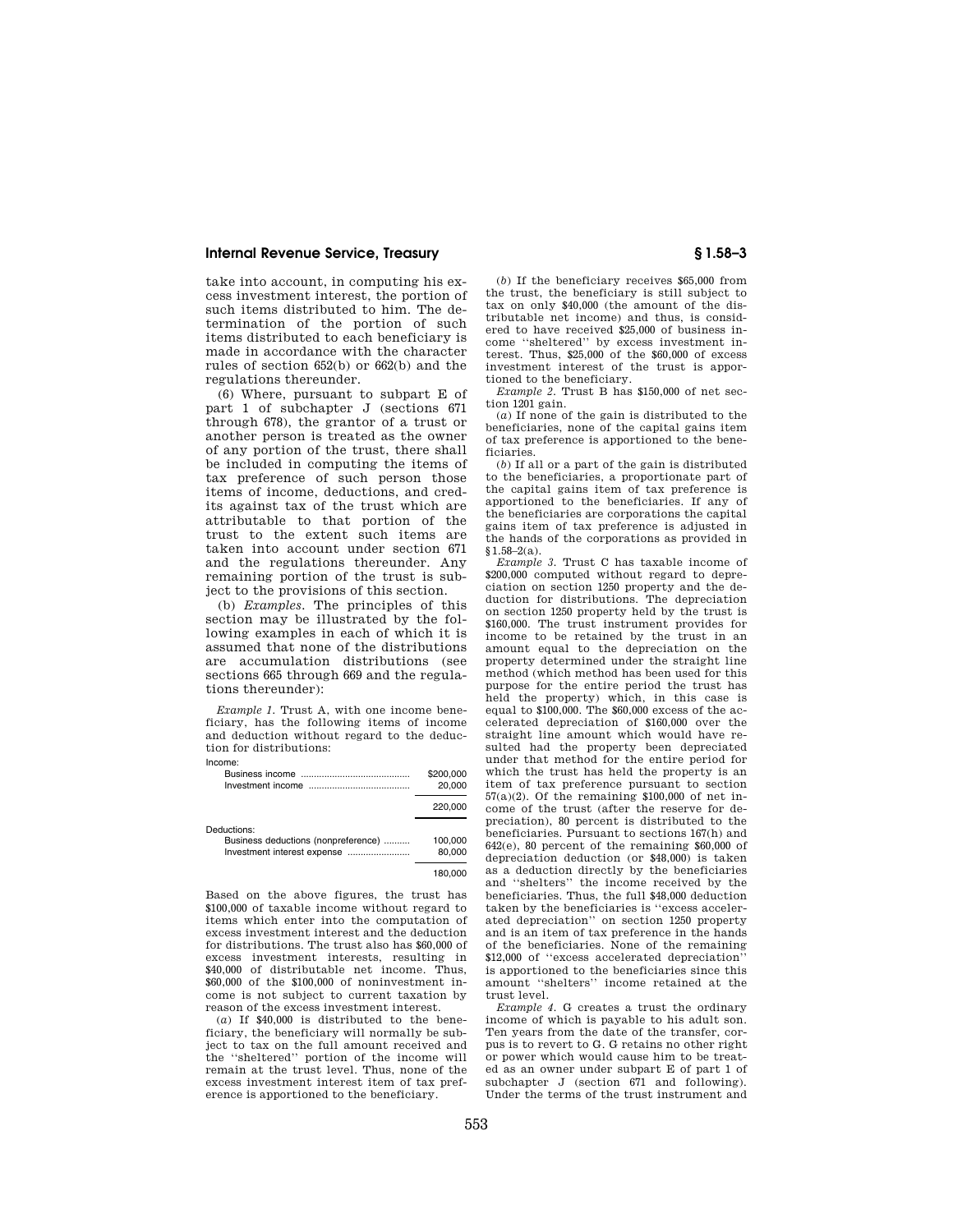take into account, in computing his excess investment interest, the portion of such items distributed to him. The determination of the portion of such items distributed to each beneficiary is made in accordance with the character rules of section 652(b) or 662(b) and the regulations thereunder.

(6) Where, pursuant to subpart E of part 1 of subchapter J (sections 671 through 678), the grantor of a trust or another person is treated as the owner of any portion of the trust, there shall be included in computing the items of tax preference of such person those items of income, deductions, and credits against tax of the trust which are attributable to that portion of the trust to the extent such items are taken into account under section 671 and the regulations thereunder. Any remaining portion of the trust is subject to the provisions of this section.

(b) *Examples.* The principles of this section may be illustrated by the following examples in each of which it is assumed that none of the distributions are accumulation distributions (see sections 665 through 669 and the regulations thereunder):

*Example 1.* Trust A, with one income beneficiary, has the following items of income and deduction without regard to the deduction for distributions:

| | |
|---|---|
| Income: | |
| Business income | $200,000 |
| Investment income | 20,000 |
| | 220,000 |
| Deductions: | |
| Business deductions (nonpreference) | 100,000 |
| Investment interest expense | 80,000 |
| | 180,000 |

Based on the above figures, the trust has $100,000 of taxable income without regard to items which enter into the computation of excess investment interest and the deduction for distributions. The trust also has $60,000 of excess investment interests, resulting in $40,000 of distributable net income. Thus, $60,000 of the $100,000 of noninvestment income is not subject to current taxation by reason of the excess investment interest.

(*a*) If $40,000 is distributed to the beneficiary, the beneficiary will normally be subject to tax on the full amount received and the "sheltered" portion of the income will remain at the trust level. Thus, none of the excess investment interest item of tax preference is apportioned to the beneficiary.

(*b*) If the beneficiary receives $65,000 from the trust, the beneficiary is still subject to tax on only $40,000 (the amount of the distributable net income) and thus, is considered to have received $25,000 of business income "sheltered" by excess investment interest. Thus, $25,000 of the $60,000 of excess investment interest of the trust is apportioned to the beneficiary.

*Example 2.* Trust B has $150,000 of net section 1201 gain.

(*a*) If none of the gain is distributed to the beneficiaries, none of the capital gains item of tax preference is apportioned to the beneficiaries.

(*b*) If all or a part of the gain is distributed to the beneficiaries, a proportionate part of the capital gains item of tax preference is apportioned to the beneficiaries. If any of the beneficiaries are corporations the capital gains item of tax preference is adjusted in the hands of the corporations as provided in §1.58–2(a).

*Example 3.* Trust C has taxable income of $200,000 computed without regard to depreciation on section 1250 property and the deduction for distributions. The depreciation on section 1250 property held by the trust is $160,000. The trust instrument provides for income to be retained by the trust in an amount equal to the depreciation on the property determined under the straight line method (which method has been used for this purpose for the entire period the trust has held the property) which, in this case is equal to $100,000. The $60,000 excess of the accelerated depreciation of $160,000 over the straight line amount which would have resulted had the property been depreciated under that method for the entire period for which the trust has held the property is an item of tax preference pursuant to section 57(a)(2). Of the remaining $100,000 of net income of the trust (after the reserve for depreciation), 80 percent is distributed to the beneficiaries. Pursuant to sections 167(h) and 642(e), 80 percent of the remaining $60,000 of depreciation deduction (or $48,000) is taken as a deduction directly by the beneficiaries and "shelters" the income received by the beneficiaries. Thus, the full $48,000 deduction taken by the beneficiaries is "excess accelerated depreciation" on section 1250 property and is an item of tax preference in the hands of the beneficiaries. None of the remaining $12,000 of "excess accelerated depreciation" is apportioned to the beneficiaries since this amount "shelters" income retained at the trust level.

*Example 4.* G creates a trust the ordinary income of which is payable to his adult son. Ten years from the date of the transfer, corpus is to revert to G. G retains no other right or power which would cause him to be treated as an owner under subpart E of part 1 of subchapter J (section 671 and following). Under the terms of the trust instrument and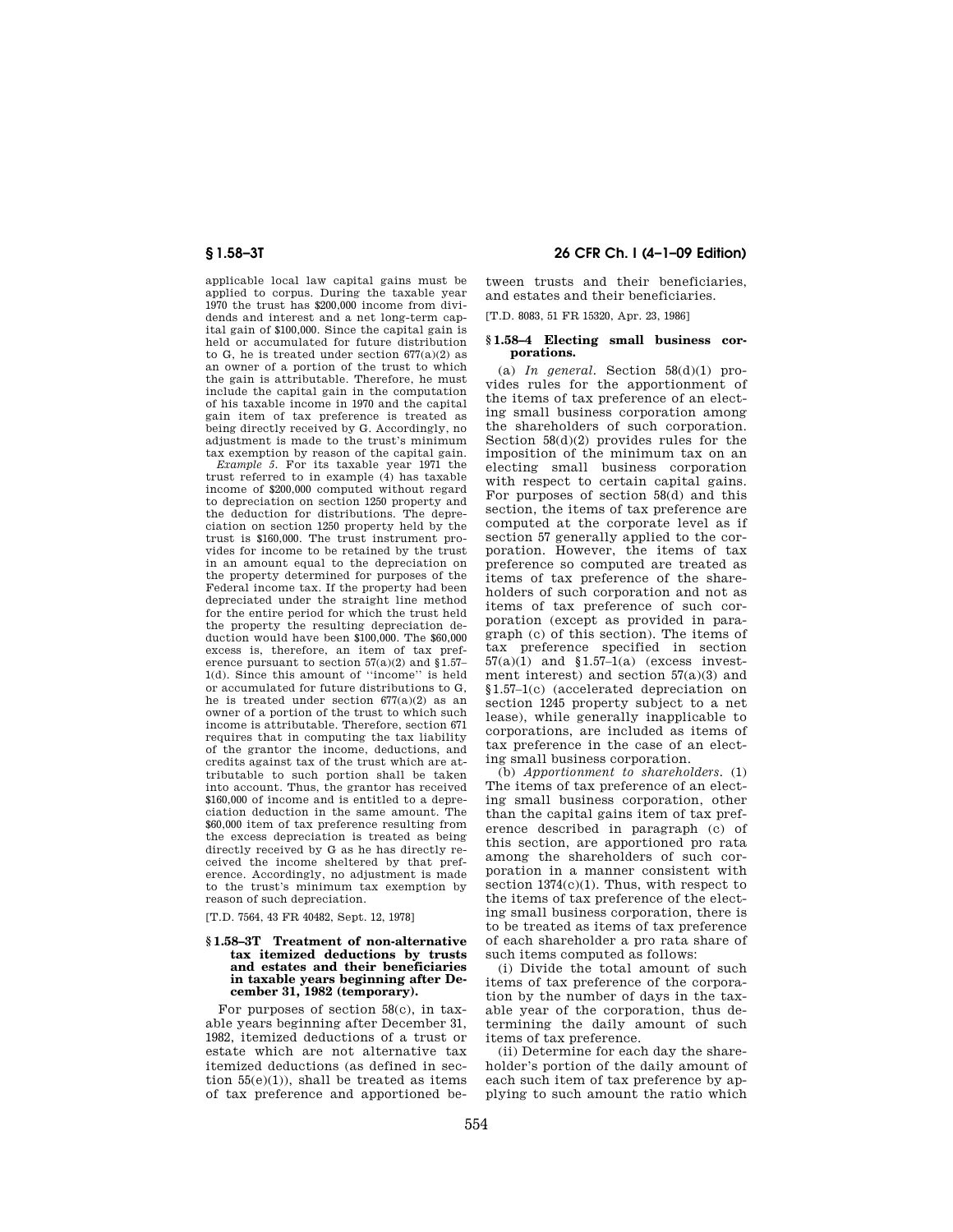applicable local law capital gains must be applied to corpus. During the taxable year 1970 the trust has $200,000 income from dividends and interest and a net long-term capital gain of $100,000. Since the capital gain is held or accumulated for future distribution to G, he is treated under section 677(a)(2) as an owner of a portion of the trust to which the gain is attributable. Therefore, he must include the capital gain in the computation of his taxable income in 1970 and the capital gain item of tax preference is treated as being directly received by G. Accordingly, no adjustment is made to the trust's minimum tax exemption by reason of the capital gain.

*Example 5.* For its taxable year 1971 the trust referred to in example (4) has taxable income of $200,000 computed without regard to depreciation on section 1250 property and the deduction for distributions. The depreciation on section 1250 property held by the trust is $160,000. The trust instrument provides for income to be retained by the trust in an amount equal to the depreciation on the property determined for purposes of the Federal income tax. If the property had been depreciated under the straight line method for the entire period for which the trust held the property the resulting depreciation deduction would have been $100,000. The $60,000 excess is, therefore, an item of tax preference pursuant to section 57(a)(2) and §1.57–1(d). Since this amount of "income" is held or accumulated for future distributions to G, he is treated under section 677(a)(2) as an owner of a portion of the trust to which such income is attributable. Therefore, section 671 requires that in computing the tax liability of the grantor the income, deductions, and credits against tax of the trust which are attributable to such portion shall be taken into account. Thus, the grantor has received $160,000 of income and is entitled to a depreciation deduction in the same amount. The $60,000 item of tax preference resulting from the excess depreciation is treated as being directly received by G as he has directly received the income sheltered by that preference. Accordingly, no adjustment is made to the trust's minimum tax exemption by reason of such depreciation.

[T.D. 7564, 43 FR 40482, Sept. 12, 1978]

### §1.58–3T Treatment of non-alternative tax itemized deductions by trusts and estates and their beneficiaries in taxable years beginning after December 31, 1982 (temporary).

For purposes of section 58(c), in taxable years beginning after December 31, 1982, itemized deductions of a trust or estate which are not alternative tax itemized deductions (as defined in section 55(e)(1)), shall be treated as items of tax preference and apportioned between trusts and their beneficiaries, and estates and their beneficiaries.

[T.D. 8083, 51 FR 15320, Apr. 23, 1986]

### §1.58–4 Electing small business corporations.

(a) *In general.* Section 58(d)(1) provides rules for the apportionment of the items of tax preference of an electing small business corporation among the shareholders of such corporation. Section 58(d)(2) provides rules for the imposition of the minimum tax on an electing small business corporation with respect to certain capital gains. For purposes of section 58(d) and this section, the items of tax preference are computed at the corporate level as if section 57 generally applied to the corporation. However, the items of tax preference so computed are treated as items of tax preference of the shareholders of such corporation and not as items of tax preference of such corporation (except as provided in paragraph (c) of this section). The items of tax preference specified in section 57(a)(1) and §1.57–1(a) (excess investment interest) and section 57(a)(3) and §1.57–1(c) (accelerated depreciation on section 1245 property subject to a net lease), while generally inapplicable to corporations, are included as items of tax preference in the case of an electing small business corporation.

(b) *Apportionment to shareholders.* (1) The items of tax preference of an electing small business corporation, other than the capital gains item of tax preference described in paragraph (c) of this section, are apportioned pro rata among the shareholders of such corporation in a manner consistent with section 1374(c)(1). Thus, with respect to the items of tax preference of the electing small business corporation, there is to be treated as items of tax preference of each shareholder a pro rata share of such items computed as follows:

(i) Divide the total amount of such items of tax preference of the corporation by the number of days in the taxable year of the corporation, thus determining the daily amount of such items of tax preference.

(ii) Determine for each day the shareholder's portion of the daily amount of each such item of tax preference by applying to such amount the ratio which